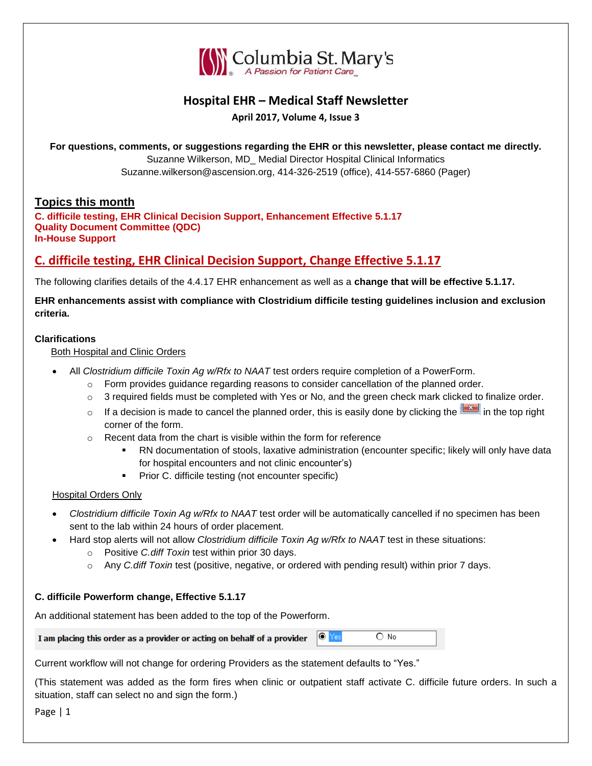Columbia St. Mary's
A Passion for Patient Care

# Hospital EHR – Medical Staff Newsletter

**April 2017, Volume 4, Issue 3**

**For questions, comments, or suggestions regarding the EHR or this newsletter, please contact me directly.**
Suzanne Wilkerson, MD_ Medial Director Hospital Clinical Informatics
Suzanne.wilkerson@ascension.org, 414-326-2519 (office), 414-557-6860 (Pager)

## Topics this month

**C. difficile testing, EHR Clinical Decision Support, Enhancement Effective 5.1.17**
**Quality Document Committee (QDC)**
**In-House Support**

## C. difficile testing, EHR Clinical Decision Support, Change Effective 5.1.17

The following clarifies details of the 4.4.17 EHR enhancement as well as a **change that will be effective 5.1.17.**

**EHR enhancements assist with compliance with Clostridium difficile testing guidelines inclusion and exclusion criteria.**

### Clarifications

Both Hospital and Clinic Orders

- All *Clostridium difficile Toxin Ag w/Rfx to NAAT* test orders require completion of a PowerForm.
  - Form provides guidance regarding reasons to consider cancellation of the planned order.
  - 3 required fields must be completed with Yes or No, and the green check mark clicked to finalize order.
  - If a decision is made to cancel the planned order, this is easily done by clicking the [X] in the top right corner of the form.
  - Recent data from the chart is visible within the form for reference
    - RN documentation of stools, laxative administration (encounter specific; likely will only have data for hospital encounters and not clinic encounter's)
    - Prior C. difficile testing (not encounter specific)

Hospital Orders Only

- *Clostridium difficile Toxin Ag w/Rfx to NAAT* test order will be automatically cancelled if no specimen has been sent to the lab within 24 hours of order placement.
- Hard stop alerts will not allow *Clostridium difficile Toxin Ag w/Rfx to NAAT* test in these situations:
  - Positive *C.diff Toxin* test within prior 30 days.
  - Any *C.diff Toxin* test (positive, negative, or ordered with pending result) within prior 7 days.

### C. difficile Powerform change, Effective 5.1.17

An additional statement has been added to the top of the Powerform.

| I am placing this order as a provider or acting on behalf of a provider | (●) Yes | ( ) No |
|---|---|---|

Current workflow will not change for ordering Providers as the statement defaults to "Yes."

(This statement was added as the form fires when clinic or outpatient staff activate C. difficile future orders. In such a situation, staff can select no and sign the form.)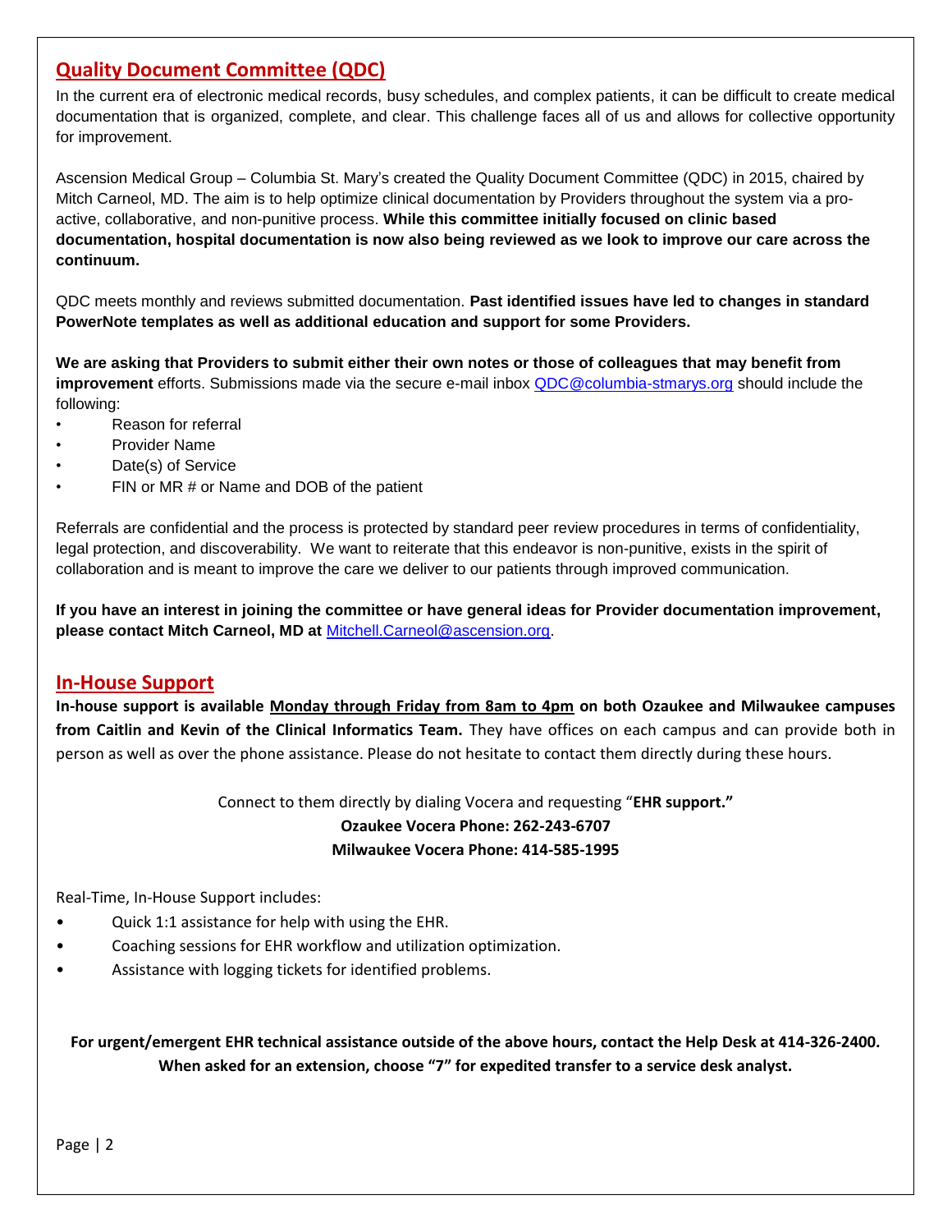## Quality Document Committee (QDC)

In the current era of electronic medical records, busy schedules, and complex patients, it can be difficult to create medical documentation that is organized, complete, and clear. This challenge faces all of us and allows for collective opportunity for improvement.

Ascension Medical Group – Columbia St. Mary's created the Quality Document Committee (QDC) in 2015, chaired by Mitch Carneol, MD. The aim is to help optimize clinical documentation by Providers throughout the system via a pro-active, collaborative, and non-punitive process. **While this committee initially focused on clinic based documentation, hospital documentation is now also being reviewed as we look to improve our care across the continuum.**

QDC meets monthly and reviews submitted documentation. **Past identified issues have led to changes in standard PowerNote templates as well as additional education and support for some Providers.**

**We are asking that Providers to submit either their own notes or those of colleagues that may benefit from improvement** efforts. Submissions made via the secure e-mail inbox QDC@columbia-stmarys.org should include the following:

- Reason for referral
- Provider Name
- Date(s) of Service
- FIN or MR # or Name and DOB of the patient

Referrals are confidential and the process is protected by standard peer review procedures in terms of confidentiality, legal protection, and discoverability. We want to reiterate that this endeavor is non-punitive, exists in the spirit of collaboration and is meant to improve the care we deliver to our patients through improved communication.

**If you have an interest in joining the committee or have general ideas for Provider documentation improvement, please contact Mitch Carneol, MD at** Mitchell.Carneol@ascension.org.

## In-House Support

**In-house support is available Monday through Friday from 8am to 4pm on both Ozaukee and Milwaukee campuses from Caitlin and Kevin of the Clinical Informatics Team.** They have offices on each campus and can provide both in person as well as over the phone assistance. Please do not hesitate to contact them directly during these hours.

Connect to them directly by dialing Vocera and requesting "**EHR support."**

**Ozaukee Vocera Phone: 262-243-6707**

**Milwaukee Vocera Phone: 414-585-1995**

Real-Time, In-House Support includes:

- Quick 1:1 assistance for help with using the EHR.
- Coaching sessions for EHR workflow and utilization optimization.
- Assistance with logging tickets for identified problems.

**For urgent/emergent EHR technical assistance outside of the above hours, contact the Help Desk at 414-326-2400. When asked for an extension, choose "7" for expedited transfer to a service desk analyst.**